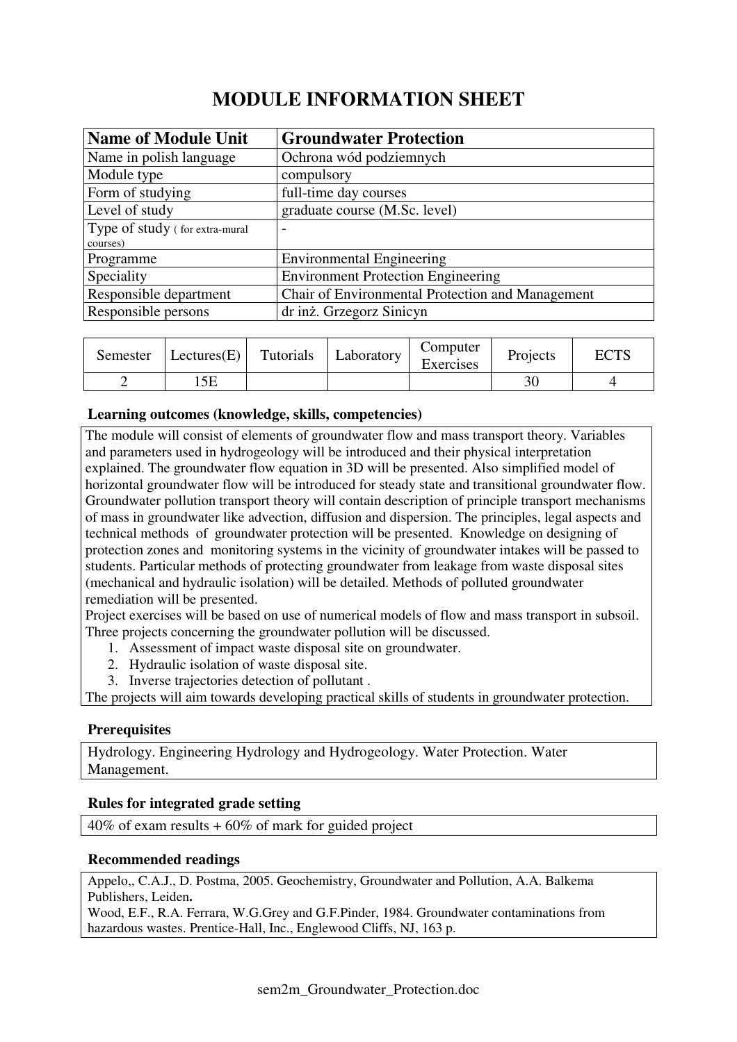# MODULE INFORMATION SHEET

| **Name of Module Unit** | **Groundwater Protection** |
|---|---|
| Name in polish language | Ochrona wód podziemnych |
| Module type | compulsory |
| Form of studying | full-time day courses |
| Level of study | graduate course (M.Sc. level) |
| Type of study ( for extra-mural courses) | - |
| Programme | Environmental Engineering |
| Speciality | Environment Protection Engineering |
| Responsible department | Chair of Environmental Protection and Management |
| Responsible persons | dr inż. Grzegorz Sinicyn |

| Semester | Lectures(E) | Tutorials | Laboratory | Computer Exercises | Projects | ECTS |
|---|---|---|---|---|---|---|
| 2 | 15E | | | | 30 | 4 |

### Learning outcomes (knowledge, skills, competencies)

The module will consist of elements of groundwater flow and mass transport theory. Variables and parameters used in hydrogeology will be introduced and their physical interpretation explained. The groundwater flow equation in 3D will be presented. Also simplified model of horizontal groundwater flow will be introduced for steady state and transitional groundwater flow. Groundwater pollution transport theory will contain description of principle transport mechanisms of mass in groundwater like advection, diffusion and dispersion. The principles, legal aspects and technical methods of groundwater protection will be presented. Knowledge on designing of protection zones and monitoring systems in the vicinity of groundwater intakes will be passed to students. Particular methods of protecting groundwater from leakage from waste disposal sites (mechanical and hydraulic isolation) will be detailed. Methods of polluted groundwater remediation will be presented.

Project exercises will be based on use of numerical models of flow and mass transport in subsoil. Three projects concerning the groundwater pollution will be discussed.

1. Assessment of impact waste disposal site on groundwater.
2. Hydraulic isolation of waste disposal site.
3. Inverse trajectories detection of pollutant .

The projects will aim towards developing practical skills of students in groundwater protection.

### Prerequisites

Hydrology. Engineering Hydrology and Hydrogeology. Water Protection. Water Management.

### Rules for integrated grade setting

40% of exam results + 60% of mark for guided project

### Recommended readings

Appelo,, C.A.J., D. Postma, 2005. Geochemistry, Groundwater and Pollution, A.A. Balkema Publishers, Leiden**.**

Wood, E.F., R.A. Ferrara, W.G.Grey and G.F.Pinder, 1984. Groundwater contaminations from hazardous wastes. Prentice-Hall, Inc., Englewood Cliffs, NJ, 163 p.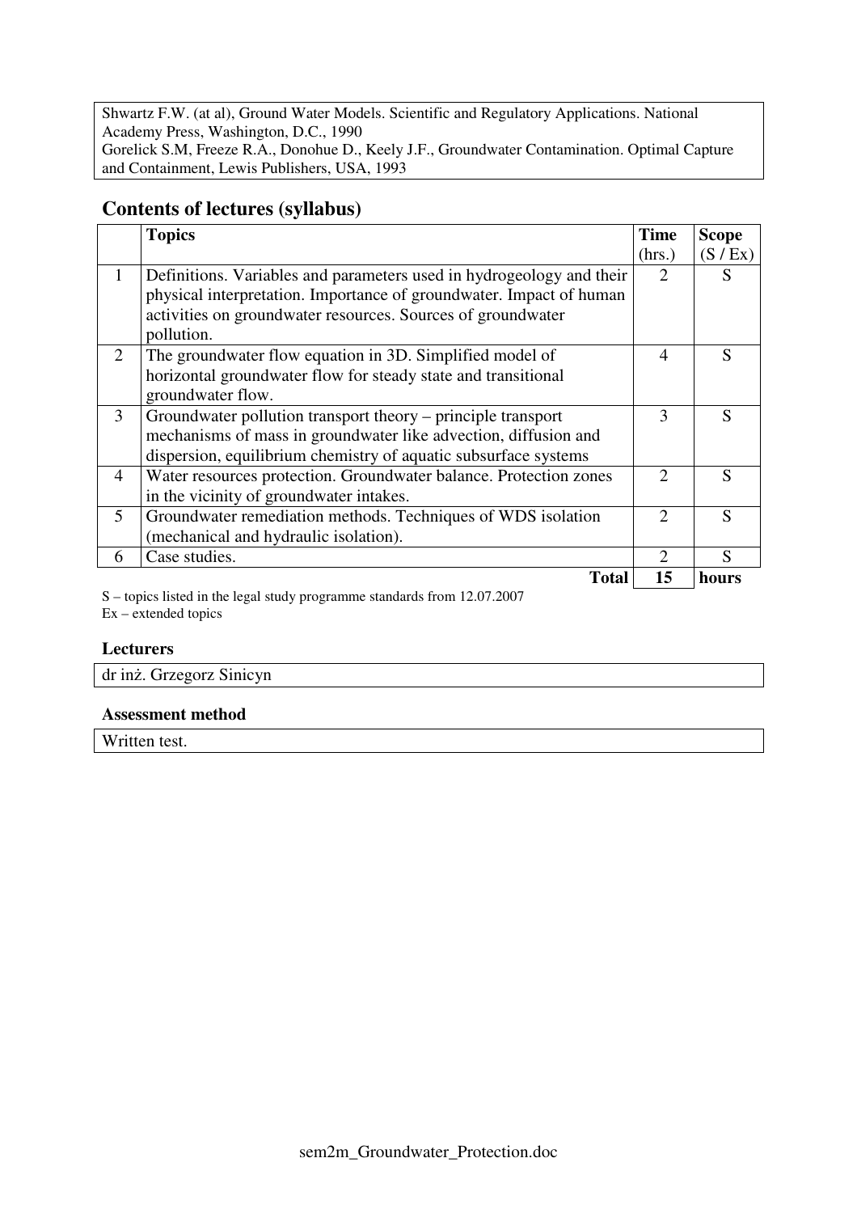Shwartz F.W. (at al), Ground Water Models. Scientific and Regulatory Applications. National Academy Press, Washington, D.C., 1990
Gorelick S.M, Freeze R.A., Donohue D., Keely J.F., Groundwater Contamination. Optimal Capture and Containment, Lewis Publishers, USA, 1993

## Contents of lectures (syllabus)

| | Topics | Time (hrs.) | Scope (S / Ex) |
|---|---|---|---|
| 1 | Definitions. Variables and parameters used in hydrogeology and their physical interpretation. Importance of groundwater. Impact of human activities on groundwater resources. Sources of groundwater pollution. | 2 | S |
| 2 | The groundwater flow equation in 3D. Simplified model of horizontal groundwater flow for steady state and transitional groundwater flow. | 4 | S |
| 3 | Groundwater pollution transport theory – principle transport mechanisms of mass in groundwater like advection, diffusion and dispersion, equilibrium chemistry of aquatic subsurface systems | 3 | S |
| 4 | Water resources protection. Groundwater balance. Protection zones in the vicinity of groundwater intakes. | 2 | S |
| 5 | Groundwater remediation methods. Techniques of WDS isolation (mechanical and hydraulic isolation). | 2 | S |
| 6 | Case studies. | 2 | S |
| | **Total** | **15** | **hours** |

S – topics listed in the legal study programme standards from 12.07.2007
Ex – extended topics

### Lecturers

dr inż. Grzegorz Sinicyn

### Assessment method

Written test.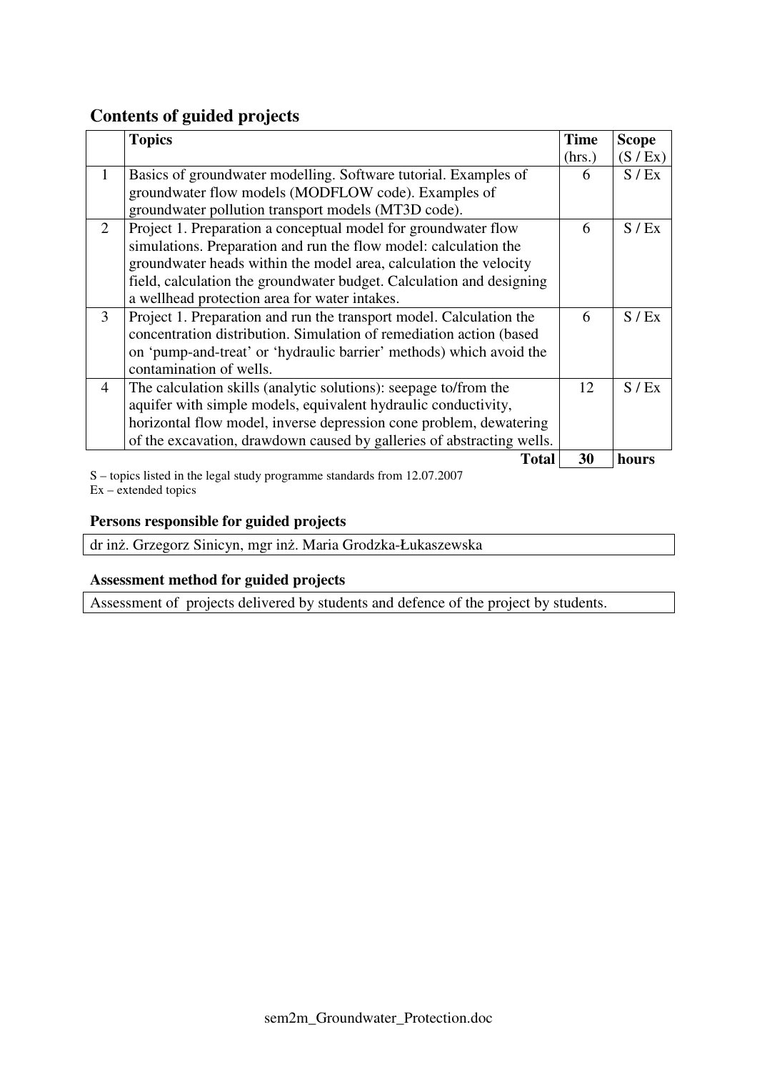## Contents of guided projects

| | Topics | Time (hrs.) | Scope (S / Ex) |
|---|---|---|---|
| 1 | Basics of groundwater modelling. Software tutorial. Examples of groundwater flow models (MODFLOW code). Examples of groundwater pollution transport models (MT3D code). | 6 | S / Ex |
| 2 | Project 1. Preparation a conceptual model for groundwater flow simulations. Preparation and run the flow model: calculation the groundwater heads within the model area, calculation the velocity field, calculation the groundwater budget. Calculation and designing a wellhead protection area for water intakes. | 6 | S / Ex |
| 3 | Project 1. Preparation and run the transport model. Calculation the concentration distribution. Simulation of remediation action (based on 'pump-and-treat' or 'hydraulic barrier' methods) which avoid the contamination of wells. | 6 | S / Ex |
| 4 | The calculation skills (analytic solutions): seepage to/from the aquifer with simple models, equivalent hydraulic conductivity, horizontal flow model, inverse depression cone problem, dewatering of the excavation, drawdown caused by galleries of abstracting wells. | 12 | S / Ex |
| | **Total** | **30** | **hours** |

S – topics listed in the legal study programme standards from 12.07.2007
Ex – extended topics

### Persons responsible for guided projects

dr inż. Grzegorz Sinicyn, mgr inż. Maria Grodzka-Łukaszewska

### Assessment method for guided projects

Assessment of projects delivered by students and defence of the project by students.